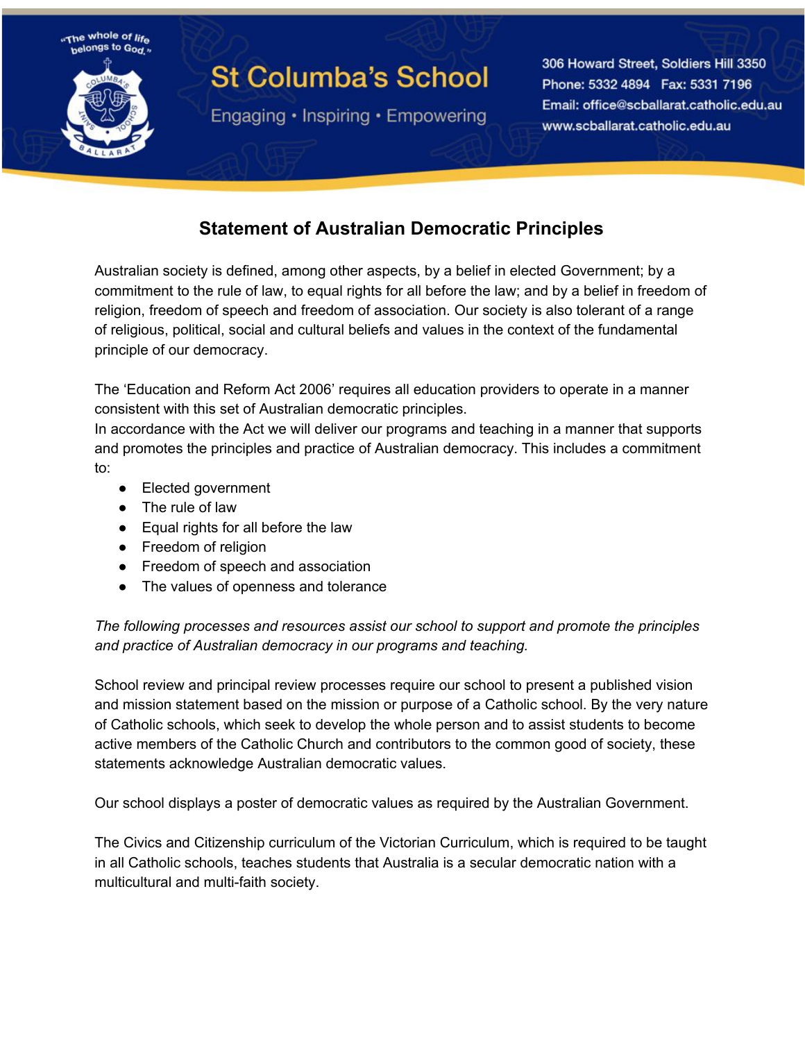"The whole of life belongs to God."

# St Columba's School

Engaging • Inspiring • Empowering

306 Howard Street, Soldiers Hill 3350
Phone: 5332 4894 Fax: 5331 7196
Email: office@scballarat.catholic.edu.au
www.scballarat.catholic.edu.au

## Statement of Australian Democratic Principles

Australian society is defined, among other aspects, by a belief in elected Government; by a commitment to the rule of law, to equal rights for all before the law; and by a belief in freedom of religion, freedom of speech and freedom of association. Our society is also tolerant of a range of religious, political, social and cultural beliefs and values in the context of the fundamental principle of our democracy.

The 'Education and Reform Act 2006' requires all education providers to operate in a manner consistent with this set of Australian democratic principles.
In accordance with the Act we will deliver our programs and teaching in a manner that supports and promotes the principles and practice of Australian democracy. This includes a commitment to:

- Elected government
- The rule of law
- Equal rights for all before the law
- Freedom of religion
- Freedom of speech and association
- The values of openness and tolerance

*The following processes and resources assist our school to support and promote the principles and practice of Australian democracy in our programs and teaching.*

School review and principal review processes require our school to present a published vision and mission statement based on the mission or purpose of a Catholic school. By the very nature of Catholic schools, which seek to develop the whole person and to assist students to become active members of the Catholic Church and contributors to the common good of society, these statements acknowledge Australian democratic values.

Our school displays a poster of democratic values as required by the Australian Government.

The Civics and Citizenship curriculum of the Victorian Curriculum, which is required to be taught in all Catholic schools, teaches students that Australia is a secular democratic nation with a multicultural and multi-faith society.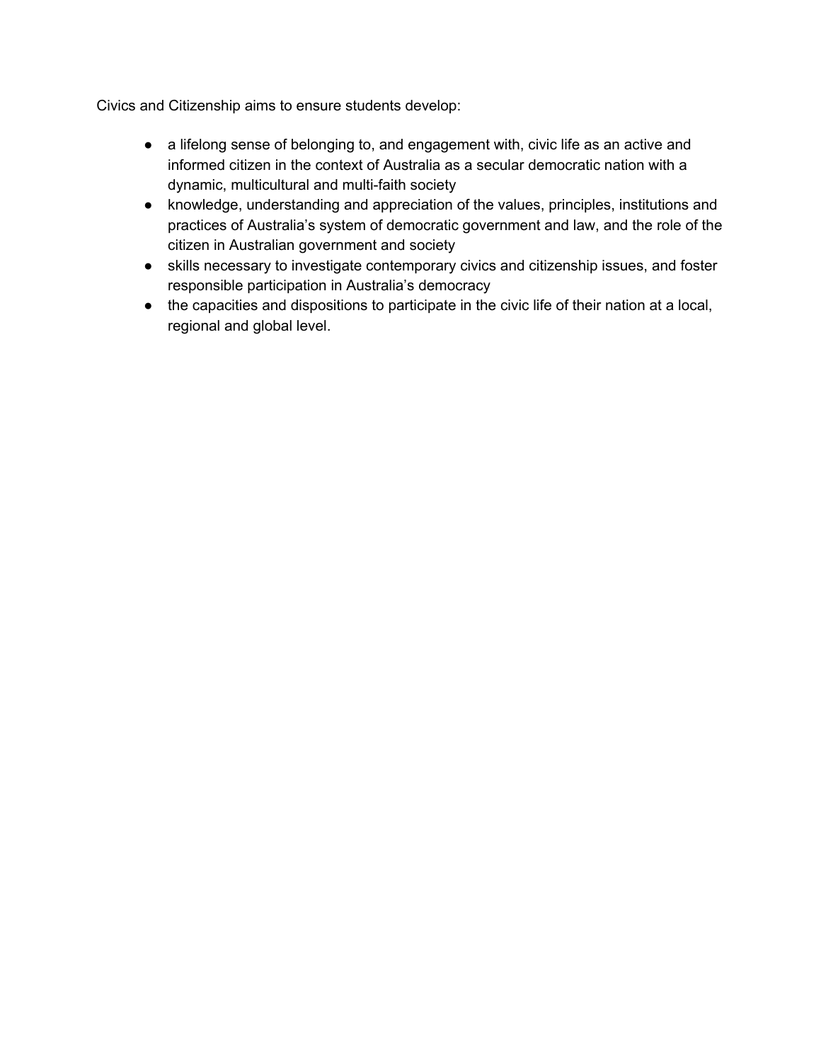Civics and Citizenship aims to ensure students develop:

- a lifelong sense of belonging to, and engagement with, civic life as an active and informed citizen in the context of Australia as a secular democratic nation with a dynamic, multicultural and multi-faith society
- knowledge, understanding and appreciation of the values, principles, institutions and practices of Australia's system of democratic government and law, and the role of the citizen in Australian government and society
- skills necessary to investigate contemporary civics and citizenship issues, and foster responsible participation in Australia's democracy
- the capacities and dispositions to participate in the civic life of their nation at a local, regional and global level.